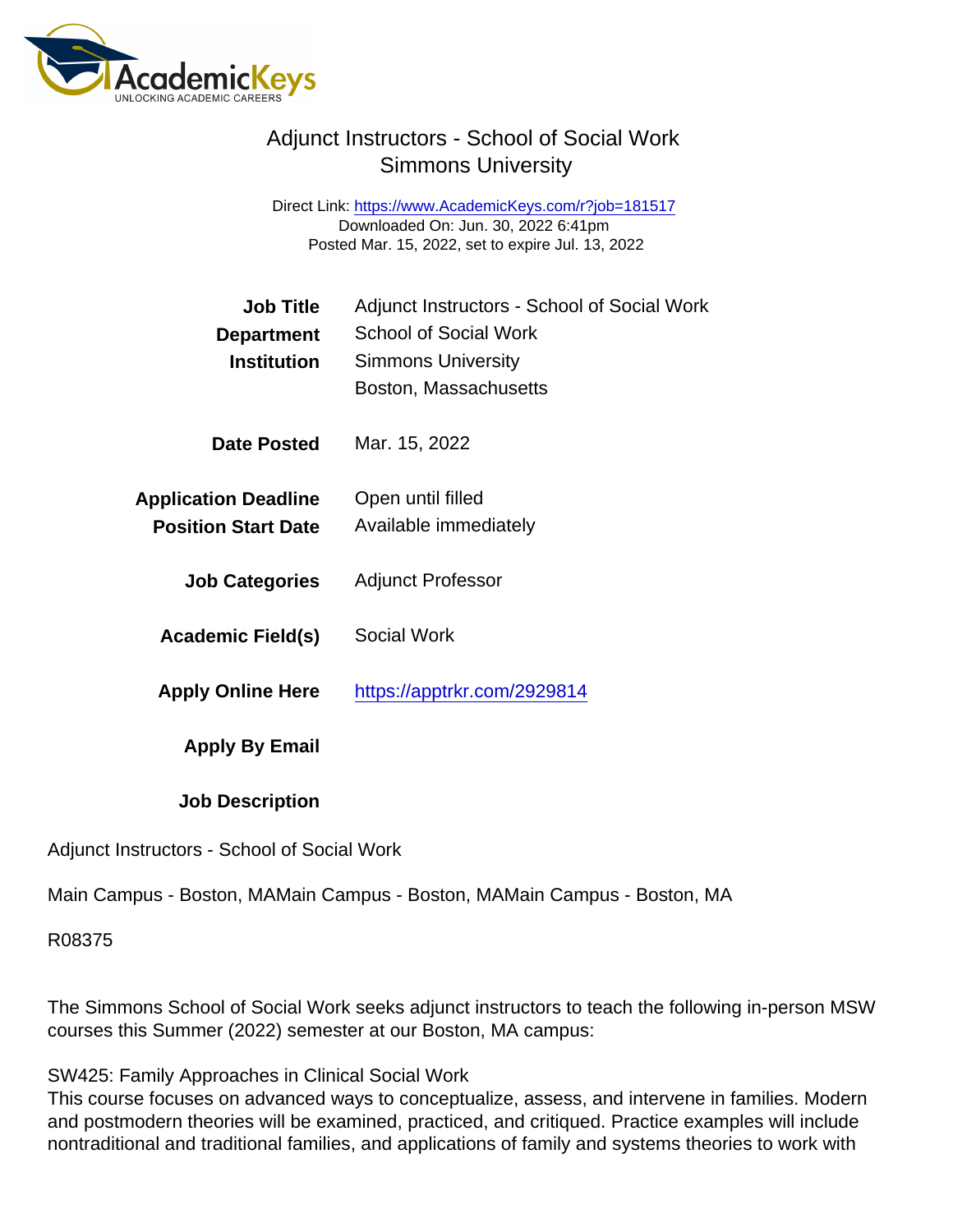# Adjunct Instructors - School of Social Work
## Simmons University

Direct Link: https://www.AcademicKeys.com/r?job=181517
Downloaded On: Jun. 30, 2022 6:41pm
Posted Mar. 15, 2022, set to expire Jul. 13, 2022

| | |
|---|---|
| **Job Title** | Adjunct Instructors - School of Social Work |
| **Department** | School of Social Work |
| **Institution** | Simmons University<br>Boston, Massachusetts |
| **Date Posted** | Mar. 15, 2022 |
| **Application Deadline** | Open until filled |
| **Position Start Date** | Available immediately |
| **Job Categories** | Adjunct Professor |
| **Academic Field(s)** | Social Work |
| **Apply Online Here** | https://apptrkr.com/2929814 |
| **Apply By Email** | |

**Job Description**

Adjunct Instructors - School of Social Work

Main Campus - Boston, MAMain Campus - Boston, MAMain Campus - Boston, MA

R08375

The Simmons School of Social Work seeks adjunct instructors to teach the following in-person MSW courses this Summer (2022) semester at our Boston, MA campus:

SW425: Family Approaches in Clinical Social Work
This course focuses on advanced ways to conceptualize, assess, and intervene in families. Modern and postmodern theories will be examined, practiced, and critiqued. Practice examples will include nontraditional and traditional families, and applications of family and systems theories to work with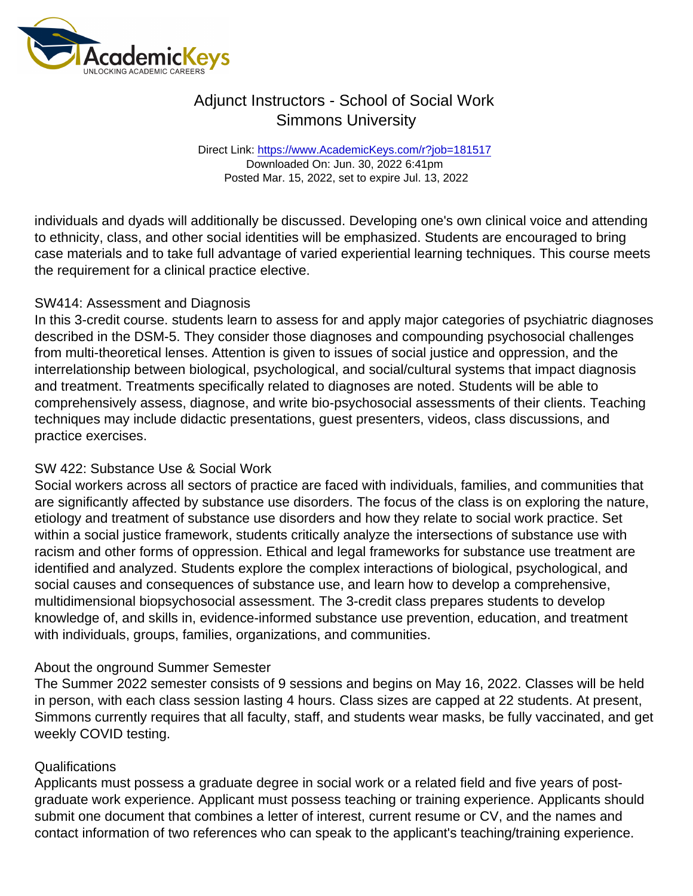individuals and dyads will additionally be discussed. Developing one's own clinical voice and attending to ethnicity, class, and other social identities will be emphasized. Students are encouraged to bring case materials and to take full advantage of varied experiential learning techniques. This course meets the requirement for a clinical practice elective.

### SW414: Assessment and Diagnosis

In this 3-credit course. students learn to assess for and apply major categories of psychiatric diagnoses described in the DSM-5. They consider those diagnoses and compounding psychosocial challenges from multi-theoretical lenses. Attention is given to issues of social justice and oppression, and the interrelationship between biological, psychological, and social/cultural systems that impact diagnosis and treatment. Treatments specifically related to diagnoses are noted. Students will be able to comprehensively assess, diagnose, and write bio-psychosocial assessments of their clients. Teaching techniques may include didactic presentations, guest presenters, videos, class discussions, and practice exercises.

### SW 422: Substance Use & Social Work

Social workers across all sectors of practice are faced with individuals, families, and communities that are significantly affected by substance use disorders. The focus of the class is on exploring the nature, etiology and treatment of substance use disorders and how they relate to social work practice. Set within a social justice framework, students critically analyze the intersections of substance use with racism and other forms of oppression. Ethical and legal frameworks for substance use treatment are identified and analyzed. Students explore the complex interactions of biological, psychological, and social causes and consequences of substance use, and learn how to develop a comprehensive, multidimensional biopsychosocial assessment. The 3-credit class prepares students to develop knowledge of, and skills in, evidence-informed substance use prevention, education, and treatment with individuals, groups, families, organizations, and communities.

### About the onground Summer Semester

The Summer 2022 semester consists of 9 sessions and begins on May 16, 2022. Classes will be held in person, with each class session lasting 4 hours. Class sizes are capped at 22 students. At present, Simmons currently requires that all faculty, staff, and students wear masks, be fully vaccinated, and get weekly COVID testing.

### Qualifications

Applicants must possess a graduate degree in social work or a related field and five years of post-graduate work experience. Applicant must possess teaching or training experience. Applicants should submit one document that combines a letter of interest, current resume or CV, and the names and contact information of two references who can speak to the applicant's teaching/training experience.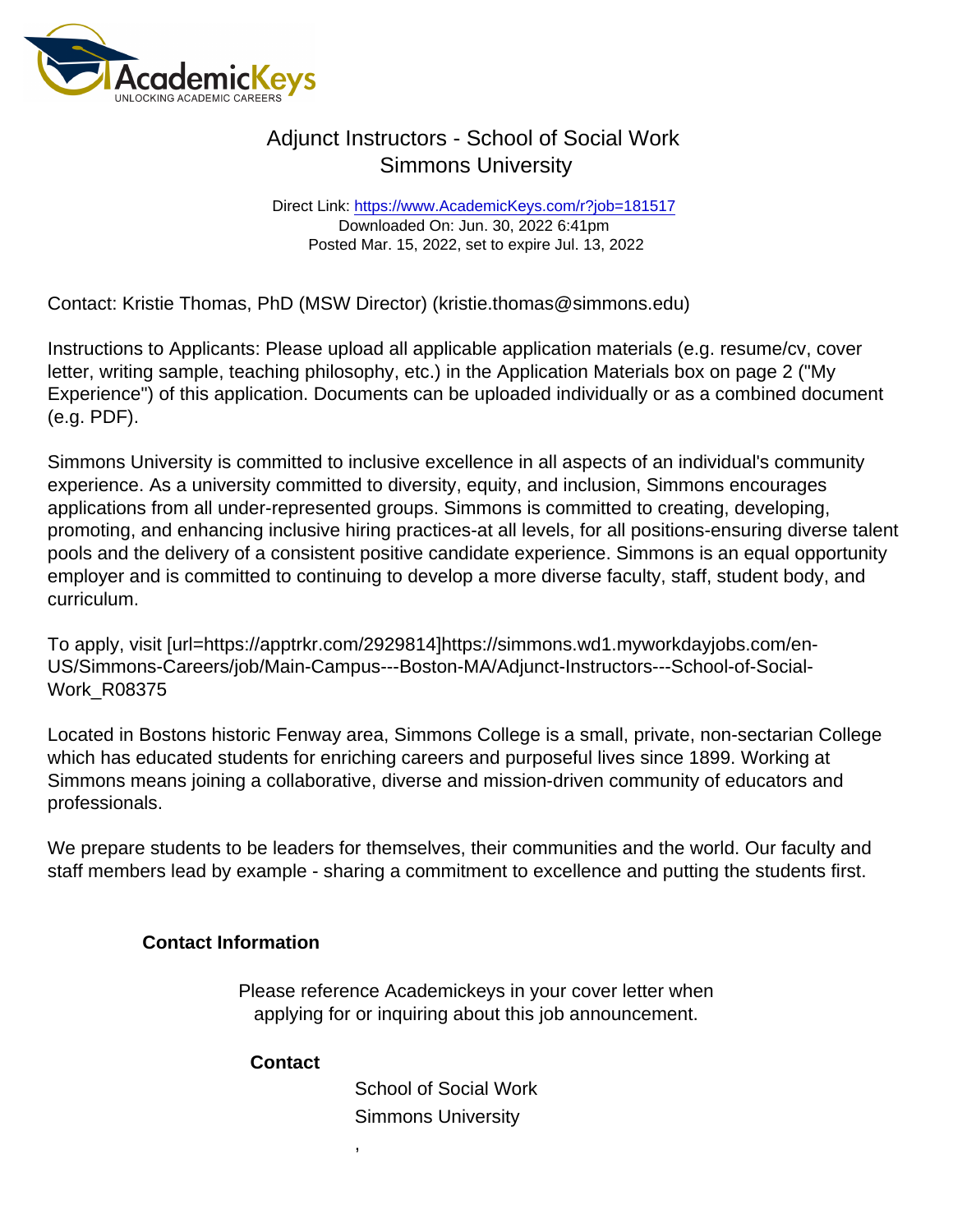# Adjunct Instructors - School of Social Work
## Simmons University

Direct Link: https://www.AcademicKeys.com/r?job=181517
Downloaded On: Jun. 30, 2022 6:41pm
Posted Mar. 15, 2022, set to expire Jul. 13, 2022

Contact: Kristie Thomas, PhD (MSW Director) (kristie.thomas@simmons.edu)

Instructions to Applicants: Please upload all applicable application materials (e.g. resume/cv, cover letter, writing sample, teaching philosophy, etc.) in the Application Materials box on page 2 ("My Experience") of this application. Documents can be uploaded individually or as a combined document (e.g. PDF).

Simmons University is committed to inclusive excellence in all aspects of an individual's community experience. As a university committed to diversity, equity, and inclusion, Simmons encourages applications from all under-represented groups. Simmons is committed to creating, developing, promoting, and enhancing inclusive hiring practices-at all levels, for all positions-ensuring diverse talent pools and the delivery of a consistent positive candidate experience. Simmons is an equal opportunity employer and is committed to continuing to develop a more diverse faculty, staff, student body, and curriculum.

To apply, visit [url=https://apptrkr.com/2929814]https://simmons.wd1.myworkdayjobs.com/en-US/Simmons-Careers/job/Main-Campus---Boston-MA/Adjunct-Instructors---School-of-Social-Work_R08375

Located in Bostons historic Fenway area, Simmons College is a small, private, non-sectarian College which has educated students for enriching careers and purposeful lives since 1899. Working at Simmons means joining a collaborative, diverse and mission-driven community of educators and professionals.

We prepare students to be leaders for themselves, their communities and the world. Our faculty and staff members lead by example - sharing a commitment to excellence and putting the students first.

**Contact Information**

Please reference Academickeys in your cover letter when applying for or inquiring about this job announcement.

**Contact**

School of Social Work
Simmons University
,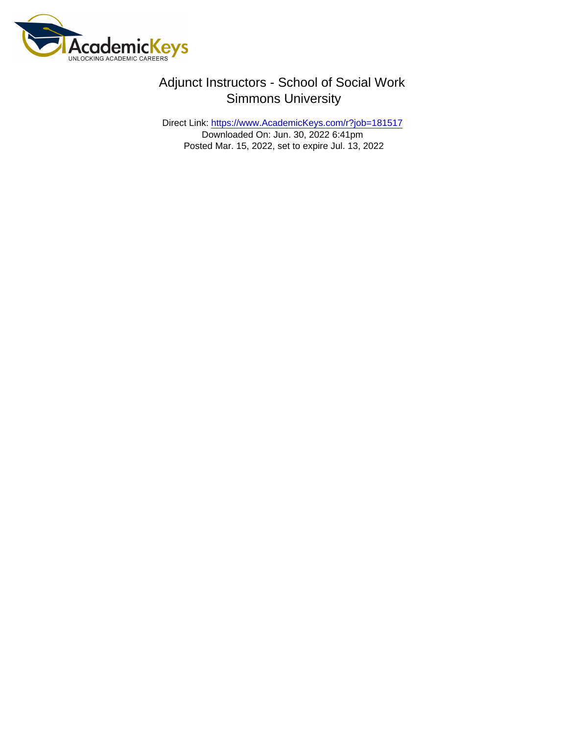AcademicKeys

UNLOCKING ACADEMIC CAREERS

# Adjunct Instructors - School of Social Work
## Simmons University

Direct Link: https://www.AcademicKeys.com/r?job=181517

Downloaded On: Jun. 30, 2022 6:41pm

Posted Mar. 15, 2022, set to expire Jul. 13, 2022